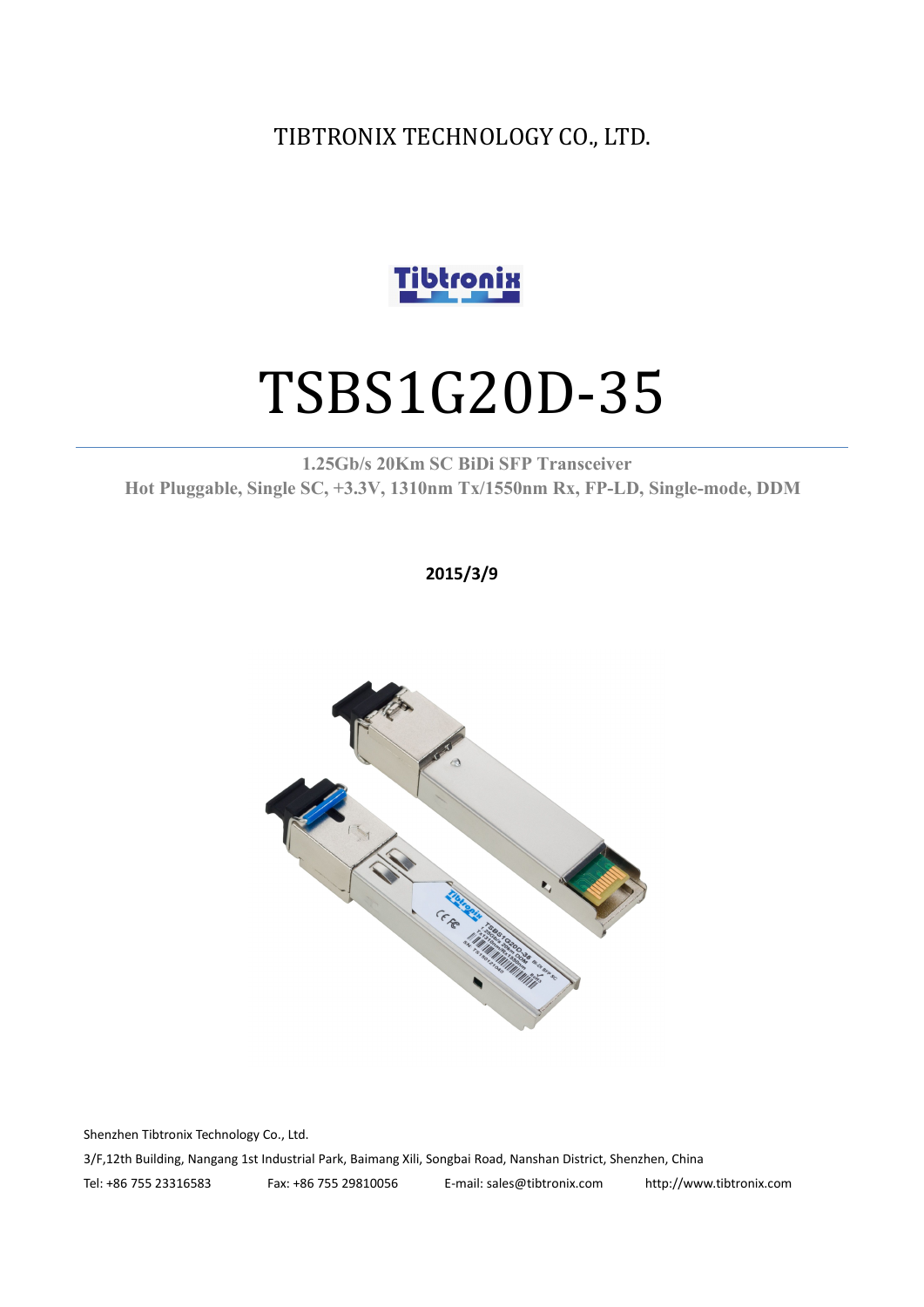TIBTRONIX TECHNOLOGY CO., LTD.

# TSBS1G20D-35

**1.25Gb/s 20Km SC BiDi SFP Transceiver**
**Hot Pluggable, Single SC, +3.3V, 1310nm Tx/1550nm Rx, FP-LD, Single-mode, DDM**

**2015/3/9**

Shenzhen Tibtronix Technology Co., Ltd.

3/F,12th Building, Nangang 1st Industrial Park, Baimang Xili, Songbai Road, Nanshan District, Shenzhen, China

Tel: +86 755 23316583 Fax: +86 755 29810056 E-mail: sales@tibtronix.com http://www.tibtronix.com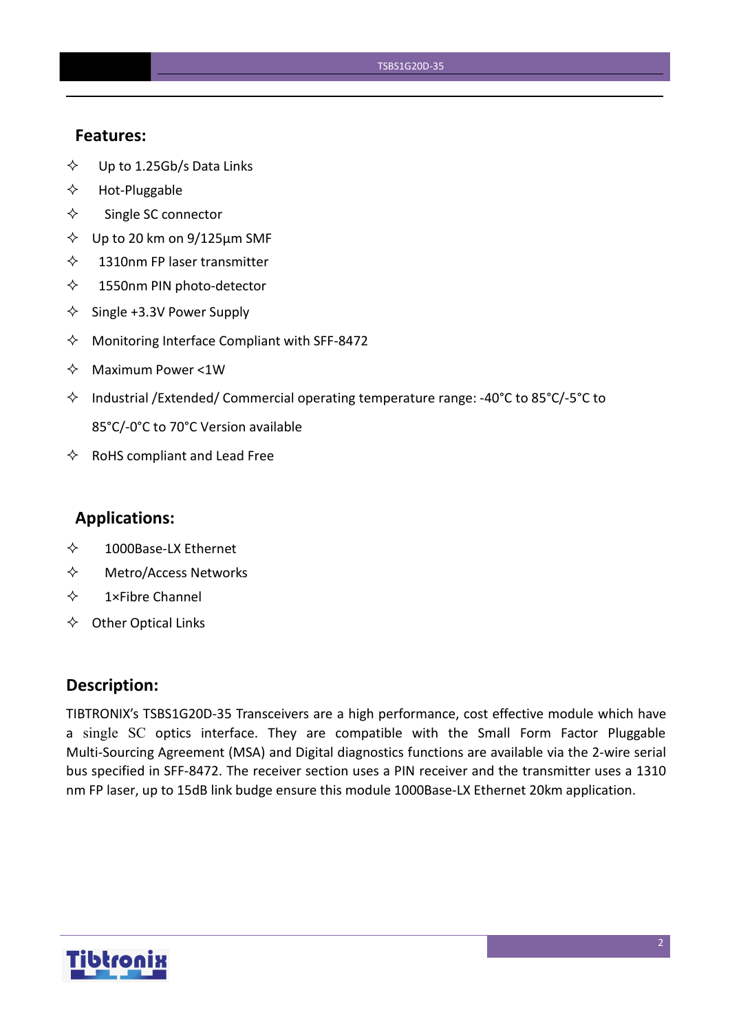## Features:

- ✧ Up to 1.25Gb/s Data Links
- ✧ Hot-Pluggable
- ✧ Single SC connector
- ✧ Up to 20 km on 9/125µm SMF
- ✧ 1310nm FP laser transmitter
- ✧ 1550nm PIN photo-detector
- ✧ Single +3.3V Power Supply
- ✧ Monitoring Interface Compliant with SFF-8472
- ✧ Maximum Power <1W
- ✧ Industrial /Extended/ Commercial operating temperature range: -40°C to 85°C/-5°C to 85°C/-0°C to 70°C Version available
- ✧ RoHS compliant and Lead Free

## Applications:

- ✧ 1000Base-LX Ethernet
- ✧ Metro/Access Networks
- ✧ 1×Fibre Channel
- ✧ Other Optical Links

## Description:

TIBTRONIX's TSBS1G20D-35 Transceivers are a high performance, cost effective module which have a single SC optics interface. They are compatible with the Small Form Factor Pluggable Multi-Sourcing Agreement (MSA) and Digital diagnostics functions are available via the 2-wire serial bus specified in SFF-8472. The receiver section uses a PIN receiver and the transmitter uses a 1310 nm FP laser, up to 15dB link budge ensure this module 1000Base-LX Ethernet 20km application.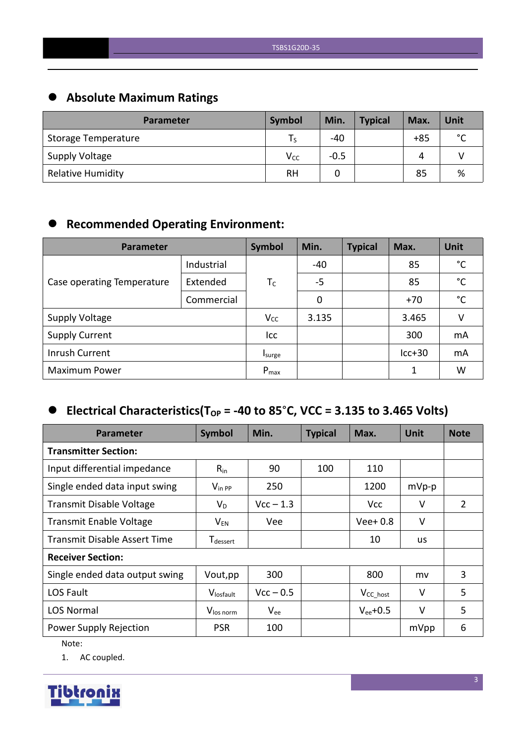## Absolute Maximum Ratings

| Parameter | Symbol | Min. | Typical | Max. | Unit |
|---|---|---|---|---|---|
| Storage Temperature | $T_S$ | -40 | | +85 | °C |
| Supply Voltage | $V_{CC}$ | -0.5 | | 4 | V |
| Relative Humidity | RH | 0 | | 85 | % |

## Recommended Operating Environment:

| Parameter | | Symbol | Min. | Typical | Max. | Unit |
|---|---|---|---|---|---|---|
| Case operating Temperature | Industrial | $T_C$ | -40 | | 85 | °C |
| | Extended | | -5 | | 85 | °C |
| | Commercial | | 0 | | +70 | °C |
| Supply Voltage | | $V_{CC}$ | 3.135 | | 3.465 | V |
| Supply Current | | Icc | | | 300 | mA |
| Inrush Current | | $I_{surge}$ | | | Icc+30 | mA |
| Maximum Power | | $P_{max}$ | | | 1 | W |

## Electrical Characteristics($T_{OP}$ = -40 to 85°C, VCC = 3.135 to 3.465 Volts)

| Parameter | Symbol | Min. | Typical | Max. | Unit | Note |
|---|---|---|---|---|---|---|
| **Transmitter Section:** | | | | | | |
| Input differential impedance | $R_{in}$ | 90 | 100 | 110 | | |
| Single ended data input swing | $V_{in\ PP}$ | 250 | | 1200 | mVp-p | |
| Transmit Disable Voltage | $V_D$ | Vcc – 1.3 | | Vcc | V | 2 |
| Transmit Enable Voltage | $V_{EN}$ | Vee | | Vee+ 0.8 | V | |
| Transmit Disable Assert Time | $T_{dessert}$ | | | 10 | us | |
| **Receiver Section:** | | | | | | |
| Single ended data output swing | Vout,pp | 300 | | 800 | mv | 3 |
| LOS Fault | $V_{losfault}$ | Vcc – 0.5 | | $V_{CC\_host}$ | V | 5 |
| LOS Normal | $V_{los\ norm}$ | $V_{ee}$ | | $V_{ee}$+0.5 | V | 5 |
| Power Supply Rejection | PSR | 100 | | | mVpp | 6 |

Note:

1. AC coupled.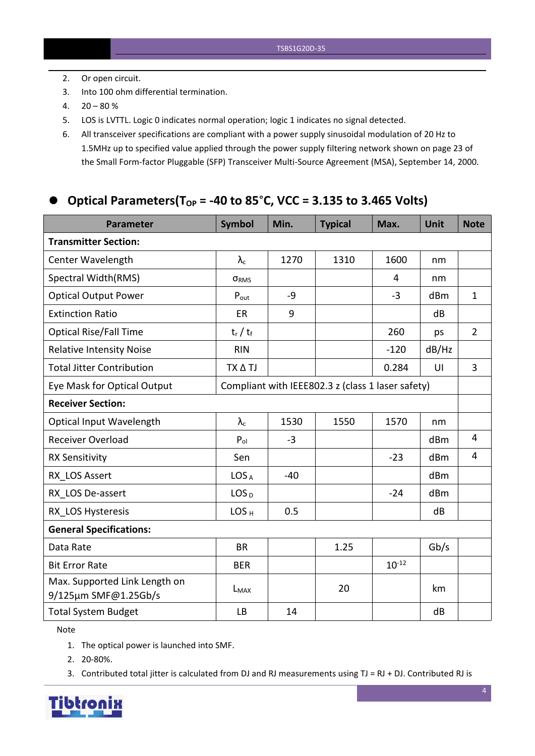2. Or open circuit.
3. Into 100 ohm differential termination.
4. 20 – 80 %
5. LOS is LVTTL. Logic 0 indicates normal operation; logic 1 indicates no signal detected.
6. All transceiver specifications are compliant with a power supply sinusoidal modulation of 20 Hz to 1.5MHz up to specified value applied through the power supply filtering network shown on page 23 of the Small Form-factor Pluggable (SFP) Transceiver Multi-Source Agreement (MSA), September 14, 2000.

## Optical Parameters($T_{OP}$ = -40 to 85°C, VCC = 3.135 to 3.465 Volts)

| Parameter | Symbol | Min. | Typical | Max. | Unit | Note |
|---|---|---|---|---|---|---|
| **Transmitter Section:** | | | | | | |
| Center Wavelength | $\lambda_c$ | 1270 | 1310 | 1600 | nm | |
| Spectral Width(RMS) | $\sigma_{RMS}$ | | | 4 | nm | |
| Optical Output Power | $P_{out}$ | -9 | | -3 | dBm | 1 |
| Extinction Ratio | ER | 9 | | | dB | |
| Optical Rise/Fall Time | $t_r$ / $t_f$ | | | 260 | ps | 2 |
| Relative Intensity Noise | RIN | | | -120 | dB/Hz | |
| Total Jitter Contribution | TX Δ TJ | | | 0.284 | UI | 3 |
| Eye Mask for Optical Output | Compliant with IEEE802.3 z (class 1 laser safety) | | | | | |
| **Receiver Section:** | | | | | | |
| Optical Input Wavelength | $\lambda_c$ | 1530 | 1550 | 1570 | nm | |
| Receiver Overload | $P_{ol}$ | -3 | | | dBm | 4 |
| RX Sensitivity | Sen | | | -23 | dBm | 4 |
| RX_LOS Assert | $LOS_A$ | -40 | | | dBm | |
| RX_LOS De-assert | $LOS_D$ | | | -24 | dBm | |
| RX_LOS Hysteresis | $LOS_H$ | 0.5 | | | dB | |
| **General Specifications:** | | | | | | |
| Data Rate | BR | | 1.25 | | Gb/s | |
| Bit Error Rate | BER | | | $10^{-12}$ | | |
| Max. Supported Link Length on 9/125μm SMF@1.25Gb/s | $L_{MAX}$ | | 20 | | km | |
| Total System Budget | LB | 14 | | | dB | |

Note

1. The optical power is launched into SMF.
2. 20-80%.
3. Contributed total jitter is calculated from DJ and RJ measurements using TJ = RJ + DJ. Contributed RJ is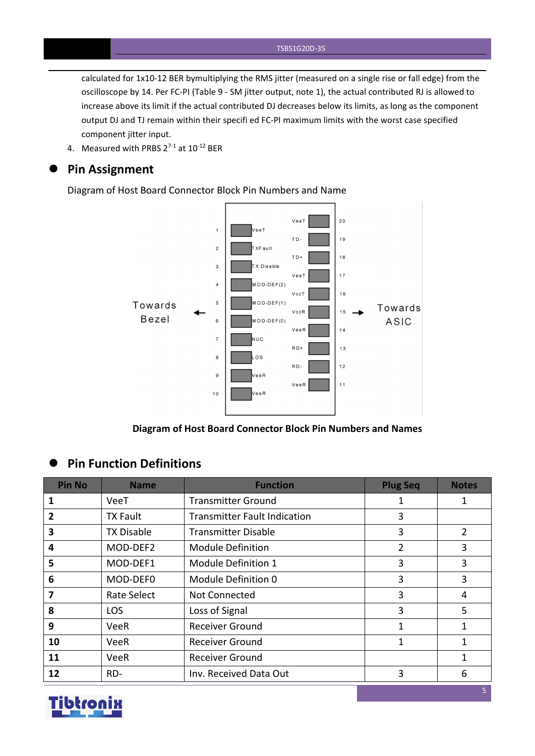calculated for 1x10-12 BER bymultiplying the RMS jitter (measured on a single rise or fall edge) from the oscilloscope by 14. Per FC-PI (Table 9 - SM jitter output, note 1), the actual contributed RJ is allowed to increase above its limit if the actual contributed DJ decreases below its limits, as long as the component output DJ and TJ remain within their specifi ed FC-PI maximum limits with the worst case specified component jitter input.

4. Measured with PRBS $2^{7-1}$ at $10^{-12}$ BER

## Pin Assignment

Diagram of Host Board Connector Block Pin Numbers and Name

Diagram of Host Board Connector Block Pin Numbers and Names

## Pin Function Definitions

| Pin No | Name | Function | Plug Seq | Notes |
|---|---|---|---|---|
| 1 | VeeT | Transmitter Ground | 1 | 1 |
| 2 | TX Fault | Transmitter Fault Indication | 3 | |
| 3 | TX Disable | Transmitter Disable | 3 | 2 |
| 4 | MOD-DEF2 | Module Definition | 2 | 3 |
| 5 | MOD-DEF1 | Module Definition 1 | 3 | 3 |
| 6 | MOD-DEF0 | Module Definition 0 | 3 | 3 |
| 7 | Rate Select | Not Connected | 3 | 4 |
| 8 | LOS | Loss of Signal | 3 | 5 |
| 9 | VeeR | Receiver Ground | 1 | 1 |
| 10 | VeeR | Receiver Ground | 1 | 1 |
| 11 | VeeR | Receiver Ground | | 1 |
| 12 | RD- | Inv. Received Data Out | 3 | 6 |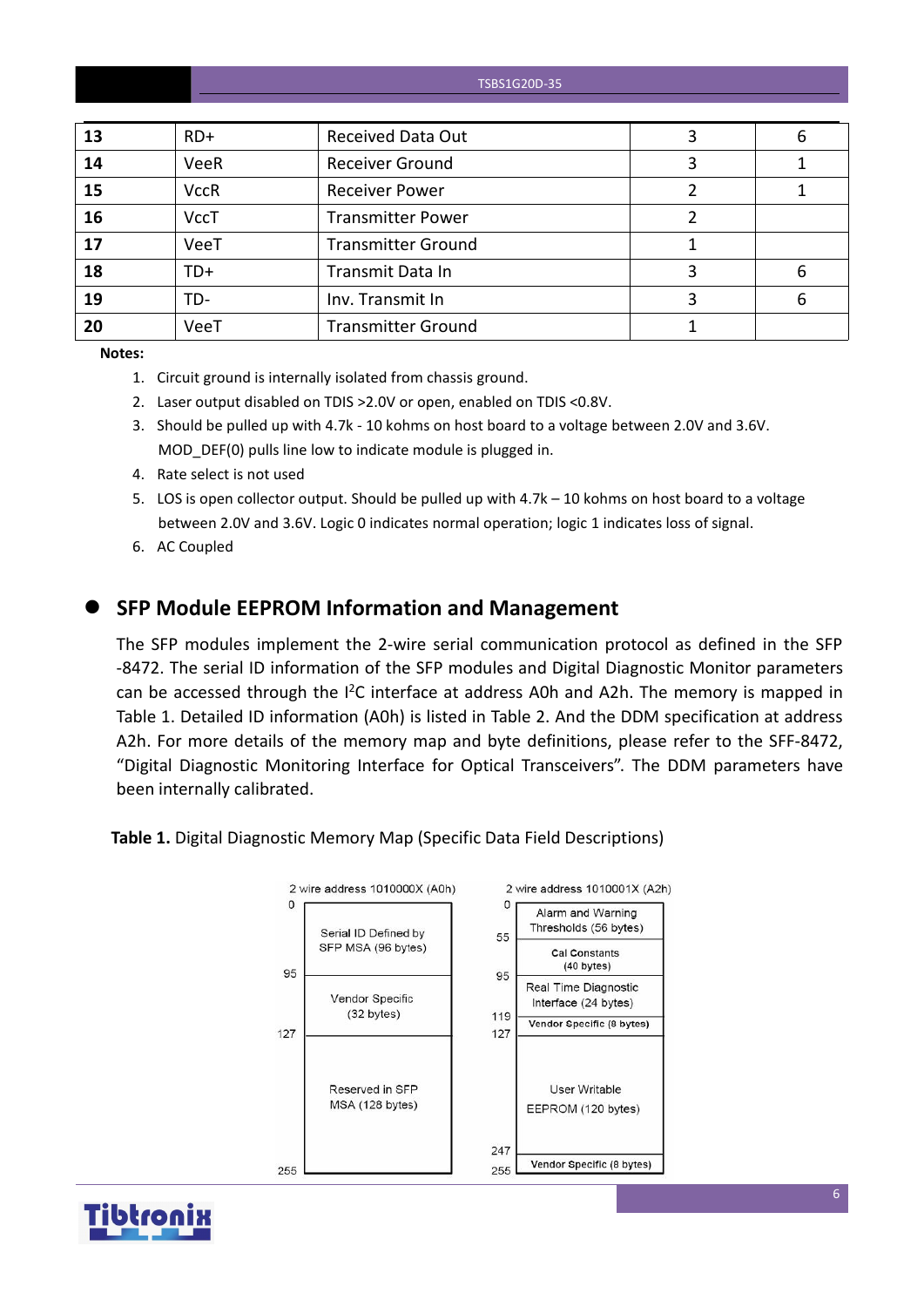| 13 | RD+ | Received Data Out | 3 | 6 |
|---|---|---|---|---|
| 14 | VeeR | Receiver Ground | 3 | 1 |
| 15 | VccR | Receiver Power | 2 | 1 |
| 16 | VccT | Transmitter Power | 2 | |
| 17 | VeeT | Transmitter Ground | 1 | |
| 18 | TD+ | Transmit Data In | 3 | 6 |
| 19 | TD- | Inv. Transmit In | 3 | 6 |
| 20 | VeeT | Transmitter Ground | 1 | |

**Notes:**

1. Circuit ground is internally isolated from chassis ground.
2. Laser output disabled on TDIS >2.0V or open, enabled on TDIS <0.8V.
3. Should be pulled up with 4.7k - 10 kohms on host board to a voltage between 2.0V and 3.6V. MOD_DEF(0) pulls line low to indicate module is plugged in.
4. Rate select is not used
5. LOS is open collector output. Should be pulled up with 4.7k – 10 kohms on host board to a voltage between 2.0V and 3.6V. Logic 0 indicates normal operation; logic 1 indicates loss of signal.
6. AC Coupled

## SFP Module EEPROM Information and Management

The SFP modules implement the 2-wire serial communication protocol as defined in the SFP -8472. The serial ID information of the SFP modules and Digital Diagnostic Monitor parameters can be accessed through the I²C interface at address A0h and A2h. The memory is mapped in Table 1. Detailed ID information (A0h) is listed in Table 2. And the DDM specification at address A2h. For more details of the memory map and byte definitions, please refer to the SFF-8472, "Digital Diagnostic Monitoring Interface for Optical Transceivers". The DDM parameters have been internally calibrated.

**Table 1.** Digital Diagnostic Memory Map (Specific Data Field Descriptions)

| 2 wire address 1010000X (A0h) | | 2 wire address 1010001X (A2h) | |
|---|---|---|---|
| 0–95 | Serial ID Defined by SFP MSA (96 bytes) | 0–55 | Alarm and Warning Thresholds (56 bytes) |
| | | 55–95 | Cal Constants (40 bytes) |
| 95–127 | Vendor Specific (32 bytes) | 95–119 | Real Time Diagnostic Interface (24 bytes) |
| | | 119–127 | Vendor Specific (8 bytes) |
| 127–255 | Reserved in SFP MSA (128 bytes) | 127–247 | User Writable EEPROM (120 bytes) |
| | | 247–255 | Vendor Specific (8 bytes) |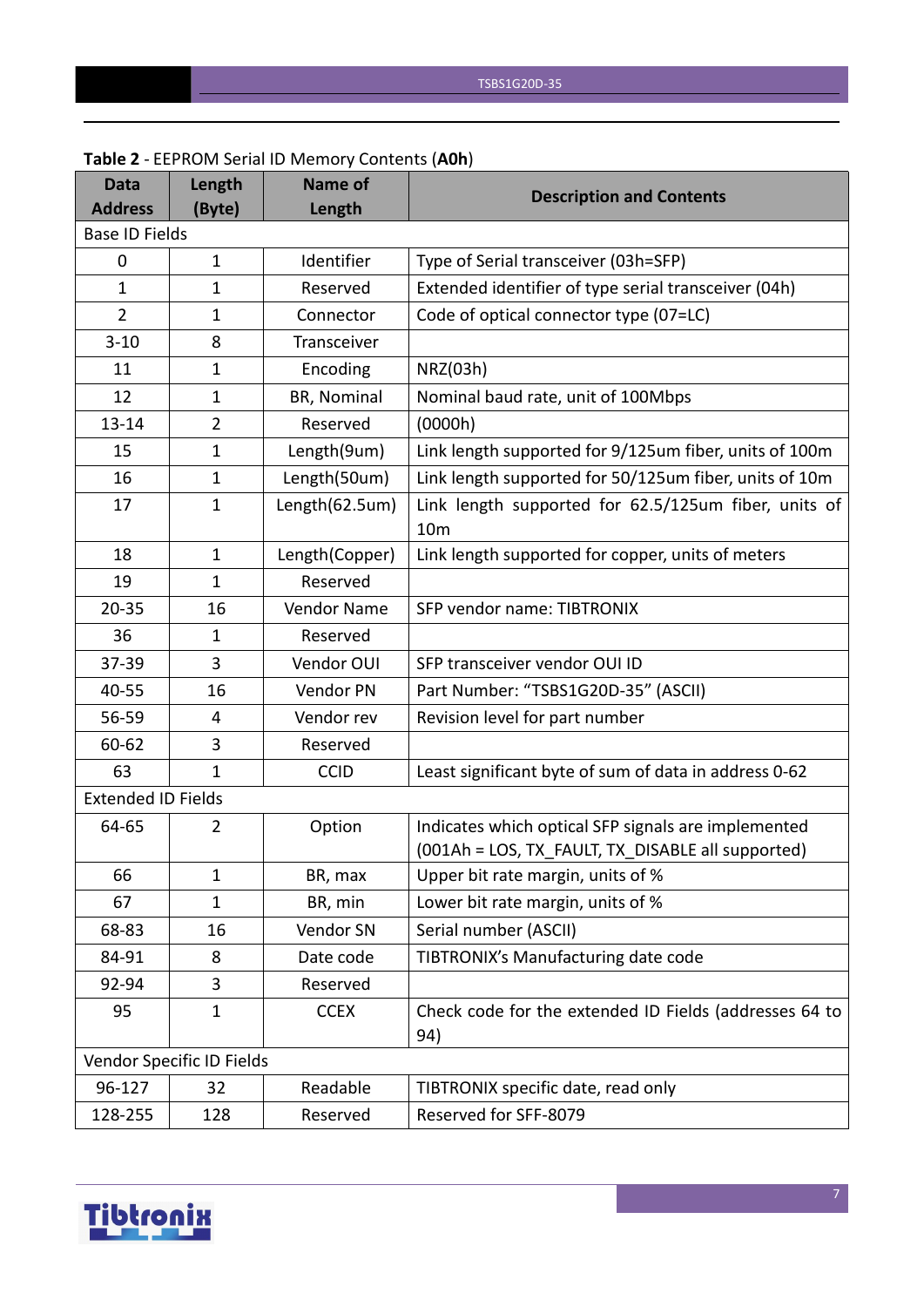**Table 2** - EEPROM Serial ID Memory Contents (**A0h**)

| Data Address | Length (Byte) | Name of Length | Description and Contents |
|---|---|---|---|
| Base ID Fields | | | |
| 0 | 1 | Identifier | Type of Serial transceiver (03h=SFP) |
| 1 | 1 | Reserved | Extended identifier of type serial transceiver (04h) |
| 2 | 1 | Connector | Code of optical connector type (07=LC) |
| 3-10 | 8 | Transceiver | |
| 11 | 1 | Encoding | NRZ(03h) |
| 12 | 1 | BR, Nominal | Nominal baud rate, unit of 100Mbps |
| 13-14 | 2 | Reserved | (0000h) |
| 15 | 1 | Length(9um) | Link length supported for 9/125um fiber, units of 100m |
| 16 | 1 | Length(50um) | Link length supported for 50/125um fiber, units of 10m |
| 17 | 1 | Length(62.5um) | Link length supported for 62.5/125um fiber, units of 10m |
| 18 | 1 | Length(Copper) | Link length supported for copper, units of meters |
| 19 | 1 | Reserved | |
| 20-35 | 16 | Vendor Name | SFP vendor name: TIBTRONIX |
| 36 | 1 | Reserved | |
| 37-39 | 3 | Vendor OUI | SFP transceiver vendor OUI ID |
| 40-55 | 16 | Vendor PN | Part Number: "TSBS1G20D-35" (ASCII) |
| 56-59 | 4 | Vendor rev | Revision level for part number |
| 60-62 | 3 | Reserved | |
| 63 | 1 | CCID | Least significant byte of sum of data in address 0-62 |
| Extended ID Fields | | | |
| 64-65 | 2 | Option | Indicates which optical SFP signals are implemented (001Ah = LOS, TX_FAULT, TX_DISABLE all supported) |
| 66 | 1 | BR, max | Upper bit rate margin, units of % |
| 67 | 1 | BR, min | Lower bit rate margin, units of % |
| 68-83 | 16 | Vendor SN | Serial number (ASCII) |
| 84-91 | 8 | Date code | TIBTRONIX's Manufacturing date code |
| 92-94 | 3 | Reserved | |
| 95 | 1 | CCEX | Check code for the extended ID Fields (addresses 64 to 94) |
| Vendor Specific ID Fields | | | |
| 96-127 | 32 | Readable | TIBTRONIX specific date, read only |
| 128-255 | 128 | Reserved | Reserved for SFF-8079 |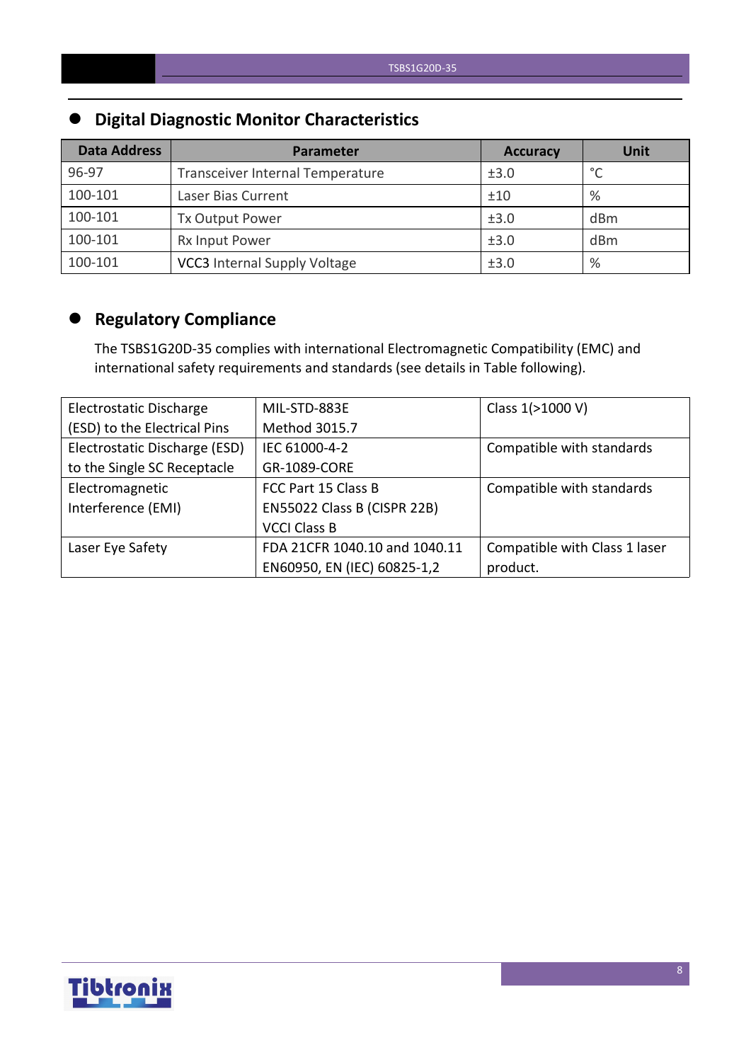## Digital Diagnostic Monitor Characteristics

| Data Address | Parameter | Accuracy | Unit |
| --- | --- | --- | --- |
| 96-97 | Transceiver Internal Temperature | ±3.0 | °C |
| 100-101 | Laser Bias Current | ±10 | % |
| 100-101 | Tx Output Power | ±3.0 | dBm |
| 100-101 | Rx Input Power | ±3.0 | dBm |
| 100-101 | VCC3 Internal Supply Voltage | ±3.0 | % |

## Regulatory Compliance

The TSBS1G20D-35 complies with international Electromagnetic Compatibility (EMC) and international safety requirements and standards (see details in Table following).

| | | |
| --- | --- | --- |
| Electrostatic Discharge (ESD) to the Electrical Pins | MIL-STD-883E Method 3015.7 | Class 1(>1000 V) |
| Electrostatic Discharge (ESD) to the Single SC Receptacle | IEC 61000-4-2 GR-1089-CORE | Compatible with standards |
| Electromagnetic Interference (EMI) | FCC Part 15 Class B EN55022 Class B (CISPR 22B) VCCI Class B | Compatible with standards |
| Laser Eye Safety | FDA 21CFR 1040.10 and 1040.11 EN60950, EN (IEC) 60825-1,2 | Compatible with Class 1 laser product. |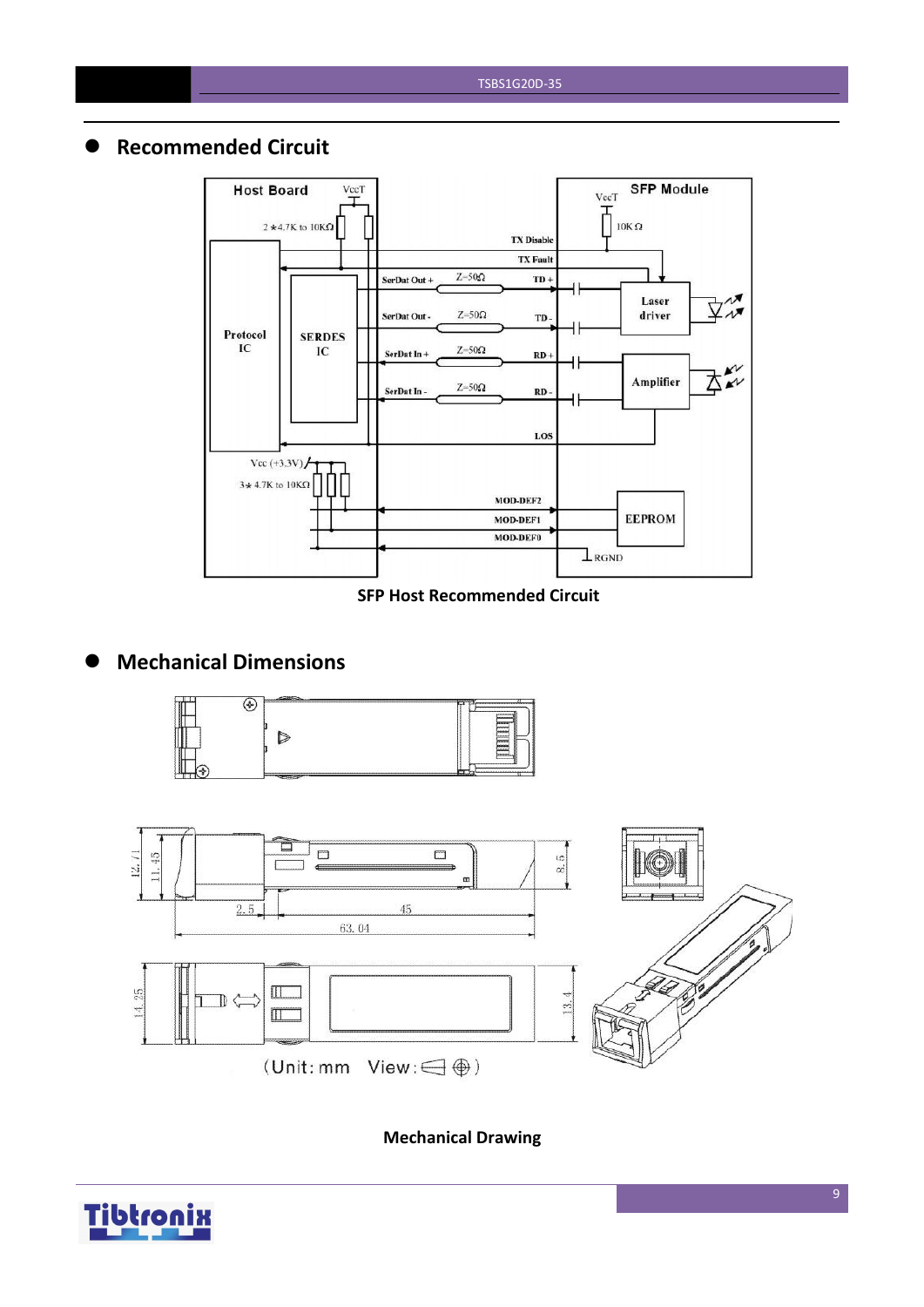## Recommended Circuit

SFP Host Recommended Circuit

## Mechanical Dimensions

Mechanical Drawing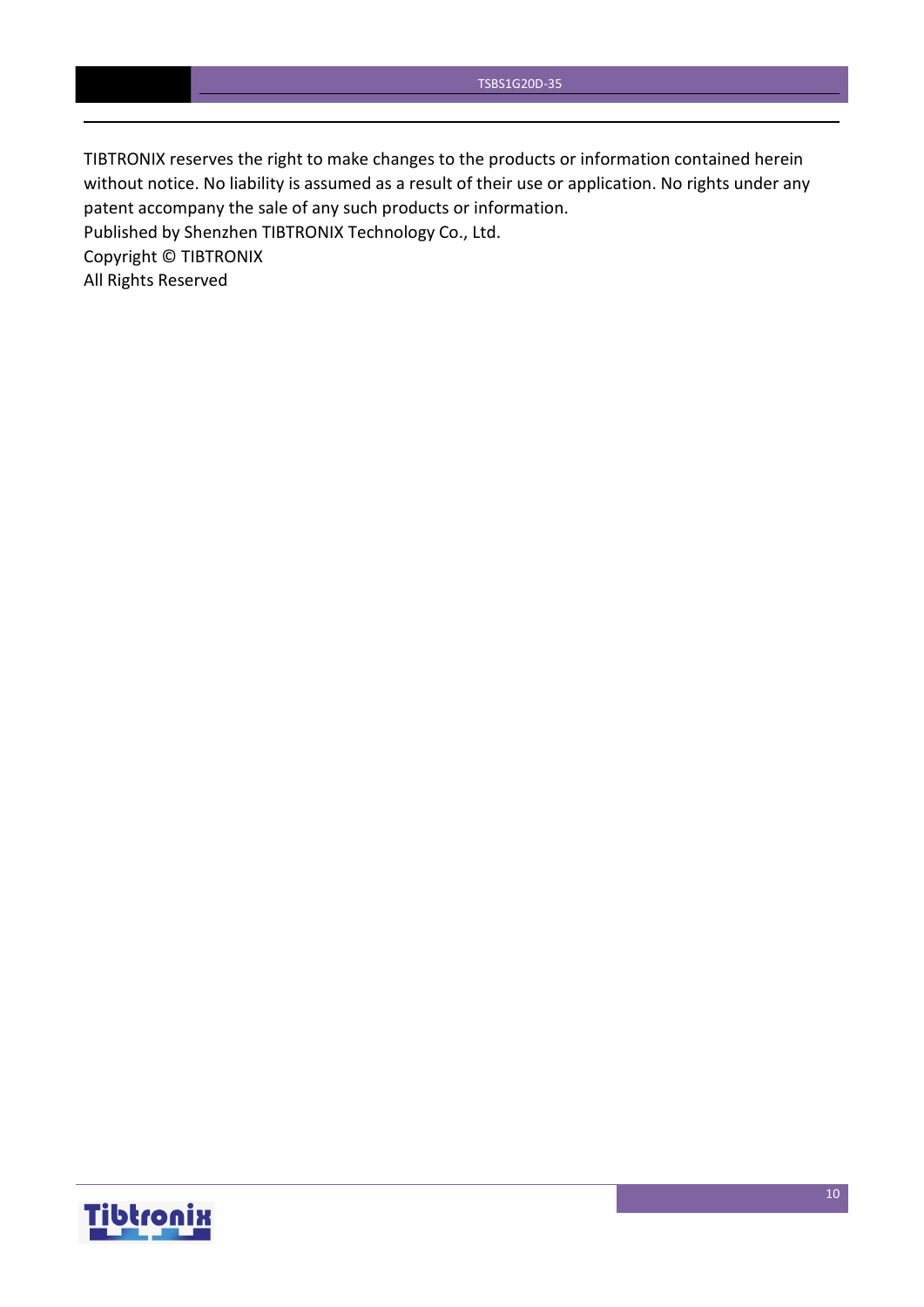TIBTRONIX reserves the right to make changes to the products or information contained herein without notice. No liability is assumed as a result of their use or application. No rights under any patent accompany the sale of any such products or information.

Published by Shenzhen TIBTRONIX Technology Co., Ltd.

Copyright © TIBTRONIX

All Rights Reserved